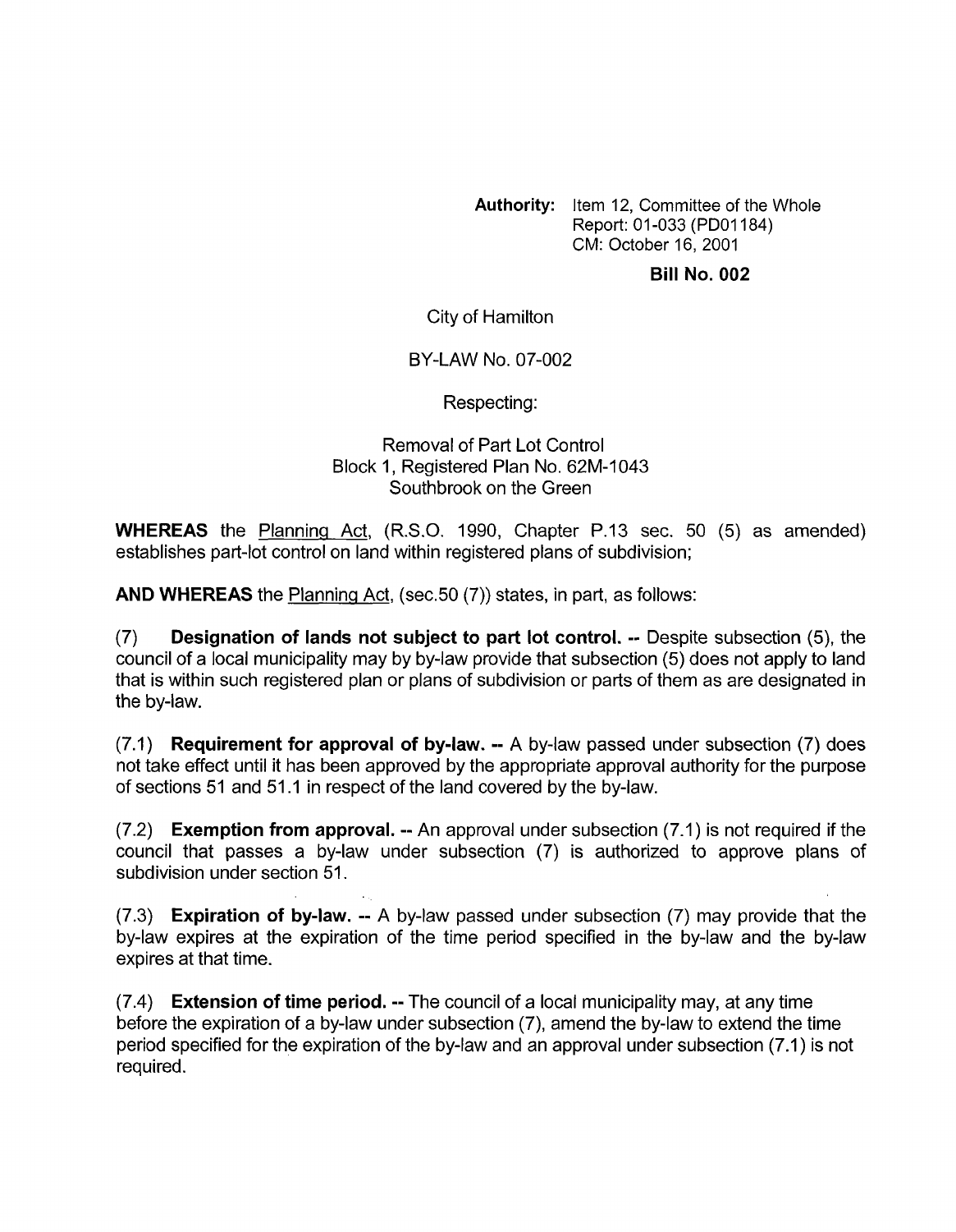**Authority:** Item 12, Committee of the Whole
Report: 01-033 (PD01184)
CM: October 16, 2001

**Bill No. 002**

City of Hamilton

BY-LAW No. 07-002

Respecting:

Removal of Part Lot Control
Block 1, Registered Plan No. 62M-1043
Southbrook on the Green

**WHEREAS** the Planning Act, (R.S.O. 1990, Chapter P.13 sec. 50 (5) as amended) establishes part-lot control on land within registered plans of subdivision;

**AND WHEREAS** the Planning Act, (sec.50 (7)) states, in part, as follows:

(7) **Designation of lands not subject to part lot control.** -- Despite subsection (5), the council of a local municipality may by by-law provide that subsection (5) does not apply to land that is within such registered plan or plans of subdivision or parts of them as are designated in the by-law.

(7.1) **Requirement for approval of by-law.** -- A by-law passed under subsection (7) does not take effect until it has been approved by the appropriate approval authority for the purpose of sections 51 and 51.1 in respect of the land covered by the by-law.

(7.2) **Exemption from approval.** -- An approval under subsection (7.1) is not required if the council that passes a by-law under subsection (7) is authorized to approve plans of subdivision under section 51.

(7.3) **Expiration of by-law.** -- A by-law passed under subsection (7) may provide that the by-law expires at the expiration of the time period specified in the by-law and the by-law expires at that time.

(7.4) **Extension of time period.** -- The council of a local municipality may, at any time before the expiration of a by-law under subsection (7), amend the by-law to extend the time period specified for the expiration of the by-law and an approval under subsection (7.1) is not required.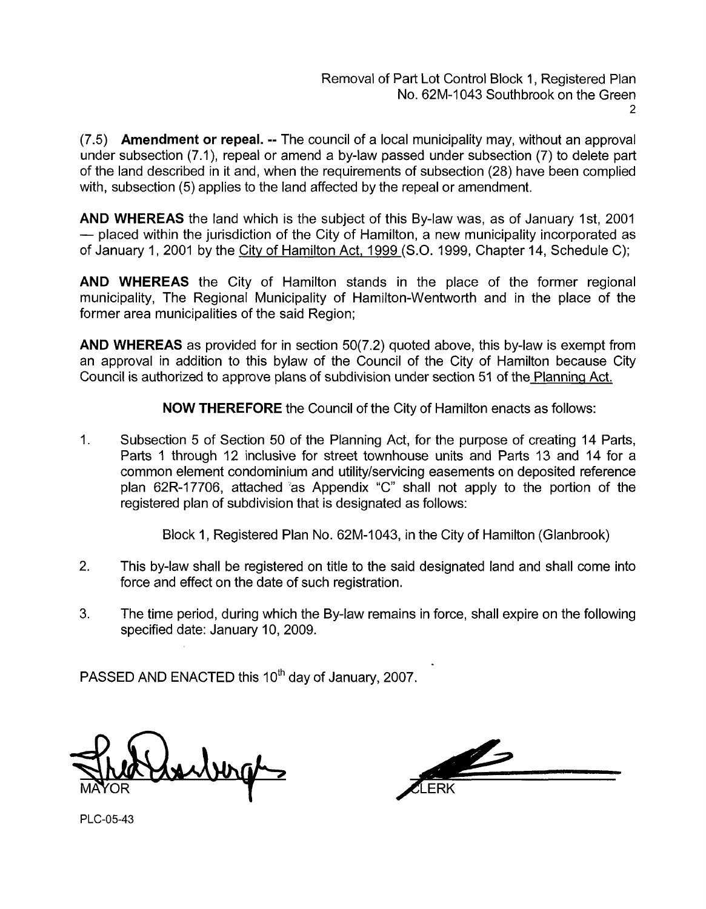(7.5) **Amendment or repeal.** -- The council of a local municipality may, without an approval under subsection (7.1), repeal or amend a by-law passed under subsection (7) to delete part of the land described in it and, when the requirements of subsection (28) have been complied with, subsection (5) applies to the land affected by the repeal or amendment.

**AND WHEREAS** the land which is the subject of this By-law was, as of January 1st, 2001 — placed within the jurisdiction of the City of Hamilton, a new municipality incorporated as of January 1, 2001 by the City of Hamilton Act, 1999 (S.O. 1999, Chapter 14, Schedule C);

**AND WHEREAS** the City of Hamilton stands in the place of the former regional municipality, The Regional Municipality of Hamilton-Wentworth and in the place of the former area municipalities of the said Region;

**AND WHEREAS** as provided for in section 50(7.2) quoted above, this by-law is exempt from an approval in addition to this bylaw of the Council of the City of Hamilton because City Council is authorized to approve plans of subdivision under section 51 of the Planning Act.

**NOW THEREFORE** the Council of the City of Hamilton enacts as follows:

1. Subsection 5 of Section 50 of the Planning Act, for the purpose of creating 14 Parts, Parts 1 through 12 inclusive for street townhouse units and Parts 13 and 14 for a common element condominium and utility/servicing easements on deposited reference plan 62R-17706, attached as Appendix "C" shall not apply to the portion of the registered plan of subdivision that is designated as follows:

   Block 1, Registered Plan No. 62M-1043, in the City of Hamilton (Glanbrook)

2. This by-law shall be registered on title to the said designated land and shall come into force and effect on the date of such registration.

3. The time period, during which the By-law remains in force, shall expire on the following specified date: January 10, 2009.

PASSED AND ENACTED this 10th day of January, 2007.

MAYOR

CLERK

PLC-05-43